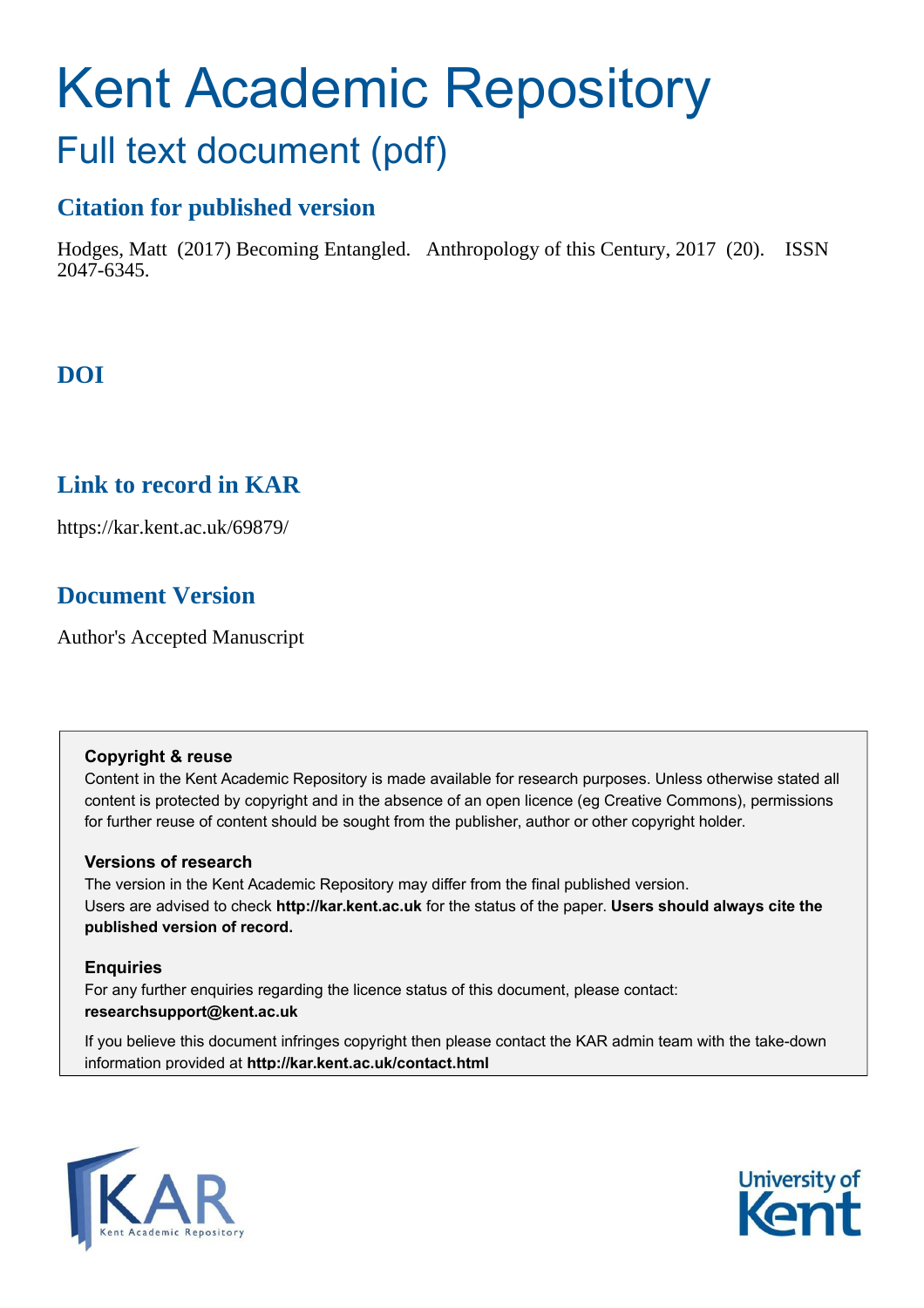# Kent Academic Repository

## Full text document (pdf)

### Citation for published version

Hodges, Matt (2017) Becoming Entangled. Anthropology of this Century, 2017 (20). ISSN 2047-6345.

### DOI

### Link to record in KAR

https://kar.kent.ac.uk/69879/

### Document Version

Author's Accepted Manuscript

**Copyright & reuse**

Content in the Kent Academic Repository is made available for research purposes. Unless otherwise stated all content is protected by copyright and in the absence of an open licence (eg Creative Commons), permissions for further reuse of content should be sought from the publisher, author or other copyright holder.

**Versions of research**

The version in the Kent Academic Repository may differ from the final published version. Users are advised to check **http://kar.kent.ac.uk** for the status of the paper. **Users should always cite the published version of record.**

**Enquiries**

For any further enquiries regarding the licence status of this document, please contact: **researchsupport@kent.ac.uk**

If you believe this document infringes copyright then please contact the KAR admin team with the take-down information provided at **http://kar.kent.ac.uk/contact.html**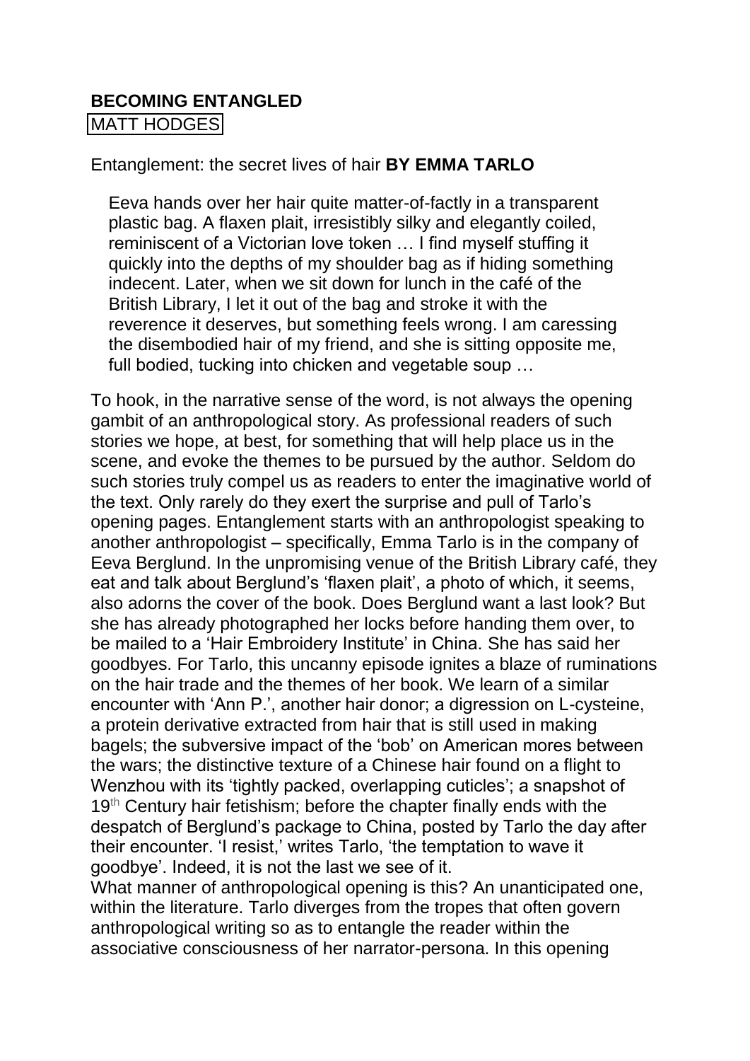**BECOMING ENTANGLED**

MATT HODGES

Entanglement: the secret lives of hair **BY EMMA TARLO**

> Eeva hands over her hair quite matter-of-factly in a transparent plastic bag. A flaxen plait, irresistibly silky and elegantly coiled, reminiscent of a Victorian love token … I find myself stuffing it quickly into the depths of my shoulder bag as if hiding something indecent. Later, when we sit down for lunch in the café of the British Library, I let it out of the bag and stroke it with the reverence it deserves, but something feels wrong. I am caressing the disembodied hair of my friend, and she is sitting opposite me, full bodied, tucking into chicken and vegetable soup …

To hook, in the narrative sense of the word, is not always the opening gambit of an anthropological story. As professional readers of such stories we hope, at best, for something that will help place us in the scene, and evoke the themes to be pursued by the author. Seldom do such stories truly compel us as readers to enter the imaginative world of the text. Only rarely do they exert the surprise and pull of Tarlo's opening pages. Entanglement starts with an anthropologist speaking to another anthropologist – specifically, Emma Tarlo is in the company of Eeva Berglund. In the unpromising venue of the British Library café, they eat and talk about Berglund's 'flaxen plait', a photo of which, it seems, also adorns the cover of the book. Does Berglund want a last look? But she has already photographed her locks before handing them over, to be mailed to a 'Hair Embroidery Institute' in China. She has said her goodbyes. For Tarlo, this uncanny episode ignites a blaze of ruminations on the hair trade and the themes of her book. We learn of a similar encounter with 'Ann P.', another hair donor; a digression on L-cysteine, a protein derivative extracted from hair that is still used in making bagels; the subversive impact of the 'bob' on American mores between the wars; the distinctive texture of a Chinese hair found on a flight to Wenzhou with its 'tightly packed, overlapping cuticles'; a snapshot of 19th Century hair fetishism; before the chapter finally ends with the despatch of Berglund's package to China, posted by Tarlo the day after their encounter. 'I resist,' writes Tarlo, 'the temptation to wave it goodbye'. Indeed, it is not the last we see of it.

What manner of anthropological opening is this? An unanticipated one, within the literature. Tarlo diverges from the tropes that often govern anthropological writing so as to entangle the reader within the associative consciousness of her narrator-persona. In this opening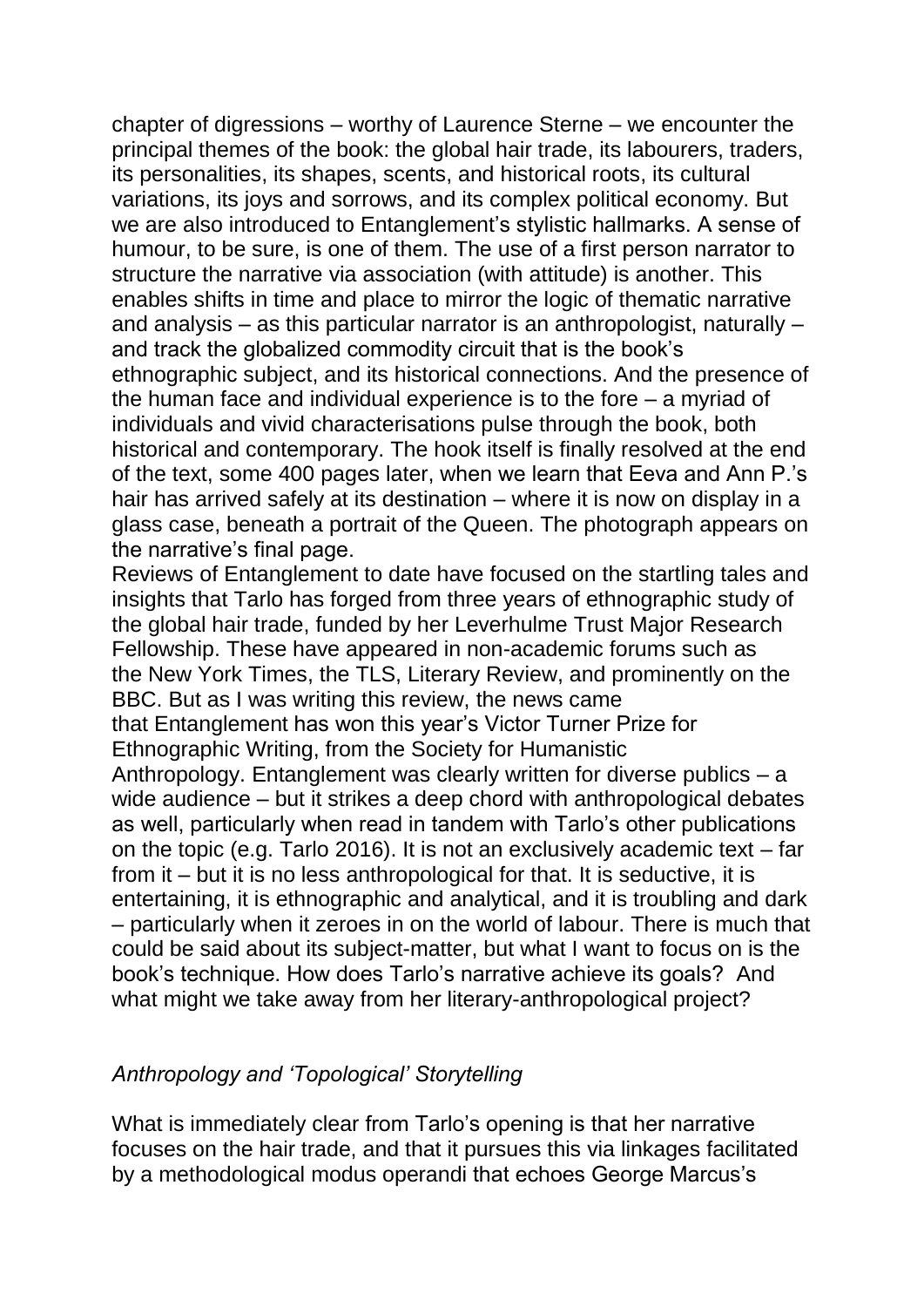chapter of digressions – worthy of Laurence Sterne – we encounter the principal themes of the book: the global hair trade, its labourers, traders, its personalities, its shapes, scents, and historical roots, its cultural variations, its joys and sorrows, and its complex political economy. But we are also introduced to Entanglement's stylistic hallmarks. A sense of humour, to be sure, is one of them. The use of a first person narrator to structure the narrative via association (with attitude) is another. This enables shifts in time and place to mirror the logic of thematic narrative and analysis – as this particular narrator is an anthropologist, naturally – and track the globalized commodity circuit that is the book's ethnographic subject, and its historical connections. And the presence of the human face and individual experience is to the fore – a myriad of individuals and vivid characterisations pulse through the book, both historical and contemporary. The hook itself is finally resolved at the end of the text, some 400 pages later, when we learn that Eeva and Ann P.'s hair has arrived safely at its destination – where it is now on display in a glass case, beneath a portrait of the Queen. The photograph appears on the narrative's final page.

Reviews of Entanglement to date have focused on the startling tales and insights that Tarlo has forged from three years of ethnographic study of the global hair trade, funded by her Leverhulme Trust Major Research Fellowship. These have appeared in non-academic forums such as the New York Times, the TLS, Literary Review, and prominently on the BBC. But as I was writing this review, the news came that Entanglement has won this year's Victor Turner Prize for Ethnographic Writing, from the Society for Humanistic Anthropology. Entanglement was clearly written for diverse publics – a wide audience – but it strikes a deep chord with anthropological debates as well, particularly when read in tandem with Tarlo's other publications on the topic (e.g. Tarlo 2016). It is not an exclusively academic text – far from it – but it is no less anthropological for that. It is seductive, it is entertaining, it is ethnographic and analytical, and it is troubling and dark – particularly when it zeroes in on the world of labour. There is much that could be said about its subject-matter, but what I want to focus on is the book's technique. How does Tarlo's narrative achieve its goals? And what might we take away from her literary-anthropological project?

## *Anthropology and 'Topological' Storytelling*

What is immediately clear from Tarlo's opening is that her narrative focuses on the hair trade, and that it pursues this via linkages facilitated by a methodological modus operandi that echoes George Marcus's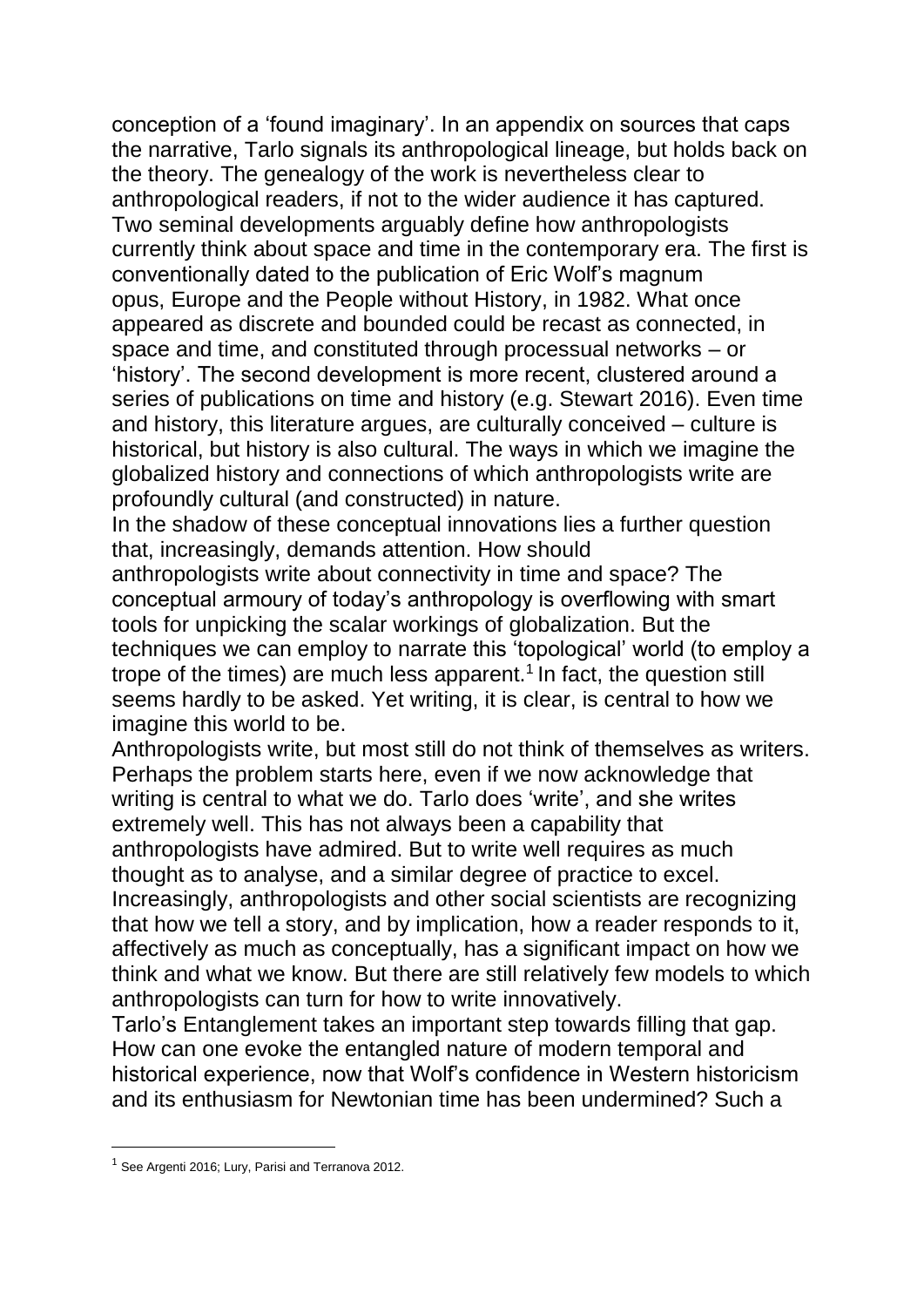conception of a 'found imaginary'. In an appendix on sources that caps the narrative, Tarlo signals its anthropological lineage, but holds back on the theory. The genealogy of the work is nevertheless clear to anthropological readers, if not to the wider audience it has captured. Two seminal developments arguably define how anthropologists currently think about space and time in the contemporary era. The first is conventionally dated to the publication of Eric Wolf's magnum opus, Europe and the People without History, in 1982. What once appeared as discrete and bounded could be recast as connected, in space and time, and constituted through processual networks – or 'history'. The second development is more recent, clustered around a series of publications on time and history (e.g. Stewart 2016). Even time and history, this literature argues, are culturally conceived – culture is historical, but history is also cultural. The ways in which we imagine the globalized history and connections of which anthropologists write are profoundly cultural (and constructed) in nature.

In the shadow of these conceptual innovations lies a further question that, increasingly, demands attention. How should anthropologists write about connectivity in time and space? The conceptual armoury of today's anthropology is overflowing with smart tools for unpicking the scalar workings of globalization. But the techniques we can employ to narrate this 'topological' world (to employ a trope of the times) are much less apparent.[1] In fact, the question still seems hardly to be asked. Yet writing, it is clear, is central to how we imagine this world to be.

Anthropologists write, but most still do not think of themselves as writers. Perhaps the problem starts here, even if we now acknowledge that writing is central to what we do. Tarlo does 'write', and she writes extremely well. This has not always been a capability that anthropologists have admired. But to write well requires as much thought as to analyse, and a similar degree of practice to excel. Increasingly, anthropologists and other social scientists are recognizing that how we tell a story, and by implication, how a reader responds to it, affectively as much as conceptually, has a significant impact on how we think and what we know. But there are still relatively few models to which anthropologists can turn for how to write innovatively.

Tarlo's Entanglement takes an important step towards filling that gap. How can one evoke the entangled nature of modern temporal and historical experience, now that Wolf's confidence in Western historicism and its enthusiasm for Newtonian time has been undermined? Such a

---

[1] See Argenti 2016; Lury, Parisi and Terranova 2012.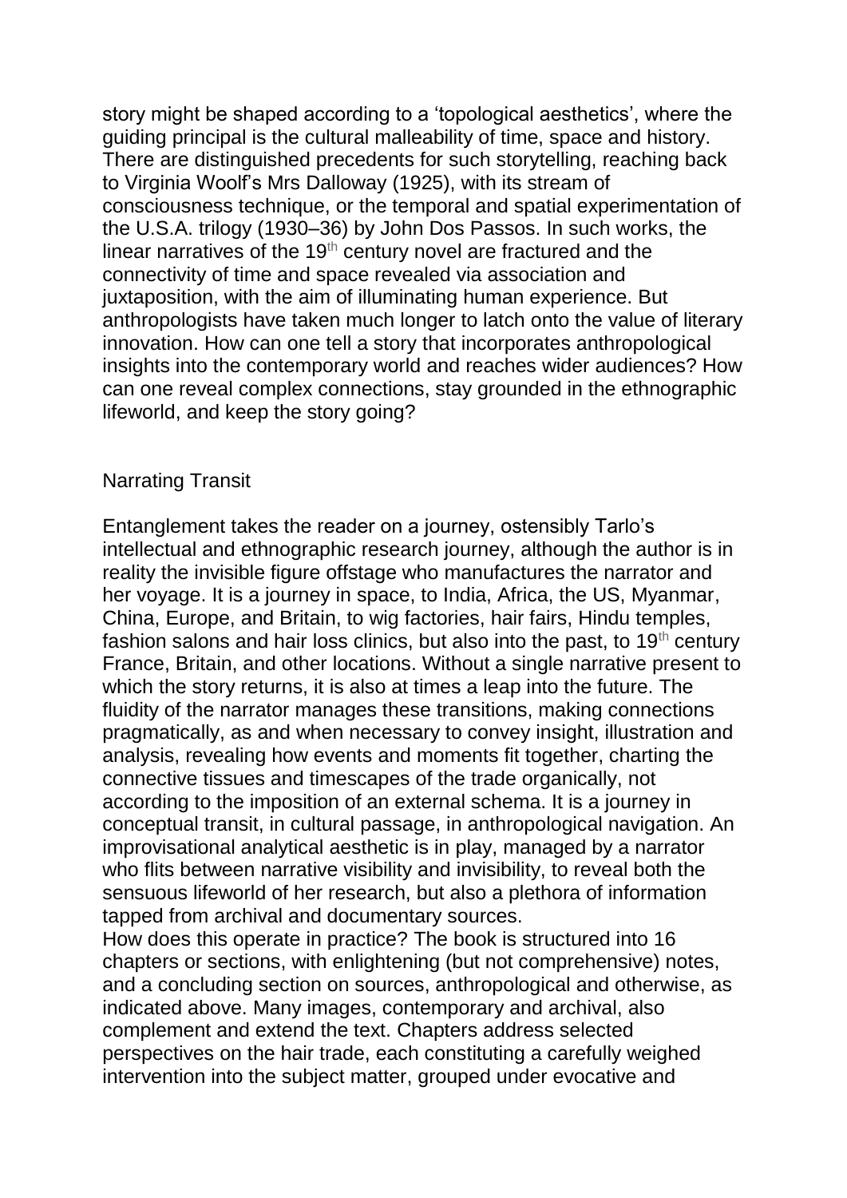story might be shaped according to a 'topological aesthetics', where the guiding principal is the cultural malleability of time, space and history. There are distinguished precedents for such storytelling, reaching back to Virginia Woolf's Mrs Dalloway (1925), with its stream of consciousness technique, or the temporal and spatial experimentation of the U.S.A. trilogy (1930–36) by John Dos Passos. In such works, the linear narratives of the 19th century novel are fractured and the connectivity of time and space revealed via association and juxtaposition, with the aim of illuminating human experience. But anthropologists have taken much longer to latch onto the value of literary innovation. How can one tell a story that incorporates anthropological insights into the contemporary world and reaches wider audiences? How can one reveal complex connections, stay grounded in the ethnographic lifeworld, and keep the story going?

## Narrating Transit

Entanglement takes the reader on a journey, ostensibly Tarlo's intellectual and ethnographic research journey, although the author is in reality the invisible figure offstage who manufactures the narrator and her voyage. It is a journey in space, to India, Africa, the US, Myanmar, China, Europe, and Britain, to wig factories, hair fairs, Hindu temples, fashion salons and hair loss clinics, but also into the past, to 19th century France, Britain, and other locations. Without a single narrative present to which the story returns, it is also at times a leap into the future. The fluidity of the narrator manages these transitions, making connections pragmatically, as and when necessary to convey insight, illustration and analysis, revealing how events and moments fit together, charting the connective tissues and timescapes of the trade organically, not according to the imposition of an external schema. It is a journey in conceptual transit, in cultural passage, in anthropological navigation. An improvisational analytical aesthetic is in play, managed by a narrator who flits between narrative visibility and invisibility, to reveal both the sensuous lifeworld of her research, but also a plethora of information tapped from archival and documentary sources.

How does this operate in practice? The book is structured into 16 chapters or sections, with enlightening (but not comprehensive) notes, and a concluding section on sources, anthropological and otherwise, as indicated above. Many images, contemporary and archival, also complement and extend the text. Chapters address selected perspectives on the hair trade, each constituting a carefully weighed intervention into the subject matter, grouped under evocative and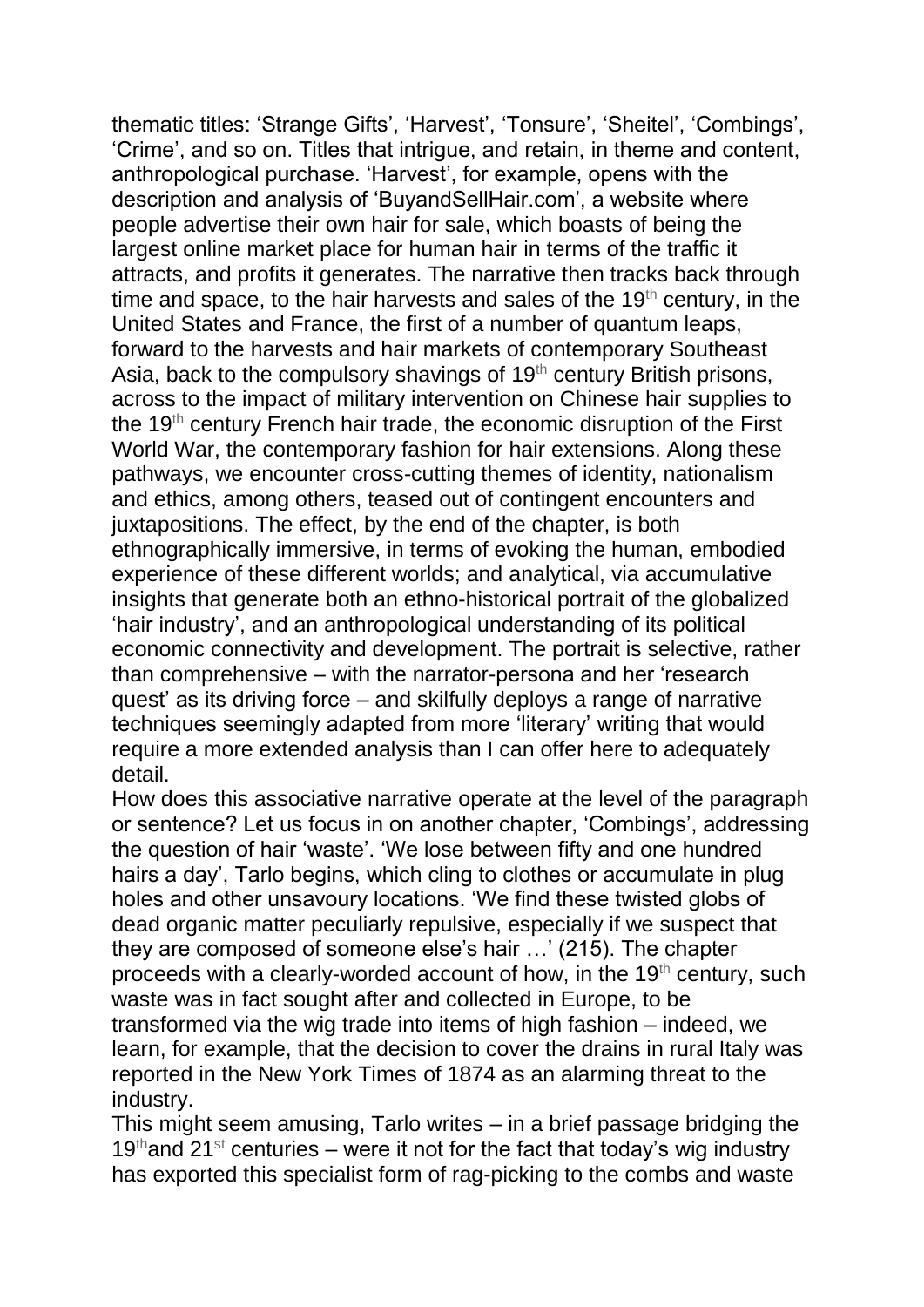thematic titles: 'Strange Gifts', 'Harvest', 'Tonsure', 'Sheitel', 'Combings', 'Crime', and so on. Titles that intrigue, and retain, in theme and content, anthropological purchase. 'Harvest', for example, opens with the description and analysis of 'BuyandSellHair.com', a website where people advertise their own hair for sale, which boasts of being the largest online market place for human hair in terms of the traffic it attracts, and profits it generates. The narrative then tracks back through time and space, to the hair harvests and sales of the 19th century, in the United States and France, the first of a number of quantum leaps, forward to the harvests and hair markets of contemporary Southeast Asia, back to the compulsory shavings of 19th century British prisons, across to the impact of military intervention on Chinese hair supplies to the 19th century French hair trade, the economic disruption of the First World War, the contemporary fashion for hair extensions. Along these pathways, we encounter cross-cutting themes of identity, nationalism and ethics, among others, teased out of contingent encounters and juxtapositions. The effect, by the end of the chapter, is both ethnographically immersive, in terms of evoking the human, embodied experience of these different worlds; and analytical, via accumulative insights that generate both an ethno-historical portrait of the globalized 'hair industry', and an anthropological understanding of its political economic connectivity and development. The portrait is selective, rather than comprehensive – with the narrator-persona and her 'research quest' as its driving force – and skilfully deploys a range of narrative techniques seemingly adapted from more 'literary' writing that would require a more extended analysis than I can offer here to adequately detail.

How does this associative narrative operate at the level of the paragraph or sentence? Let us focus in on another chapter, 'Combings', addressing the question of hair 'waste'. 'We lose between fifty and one hundred hairs a day', Tarlo begins, which cling to clothes or accumulate in plug holes and other unsavoury locations. 'We find these twisted globs of dead organic matter peculiarly repulsive, especially if we suspect that they are composed of someone else's hair …' (215). The chapter proceeds with a clearly-worded account of how, in the 19th century, such waste was in fact sought after and collected in Europe, to be transformed via the wig trade into items of high fashion – indeed, we learn, for example, that the decision to cover the drains in rural Italy was reported in the New York Times of 1874 as an alarming threat to the industry.

This might seem amusing, Tarlo writes – in a brief passage bridging the 19th and 21st centuries – were it not for the fact that today's wig industry has exported this specialist form of rag-picking to the combs and waste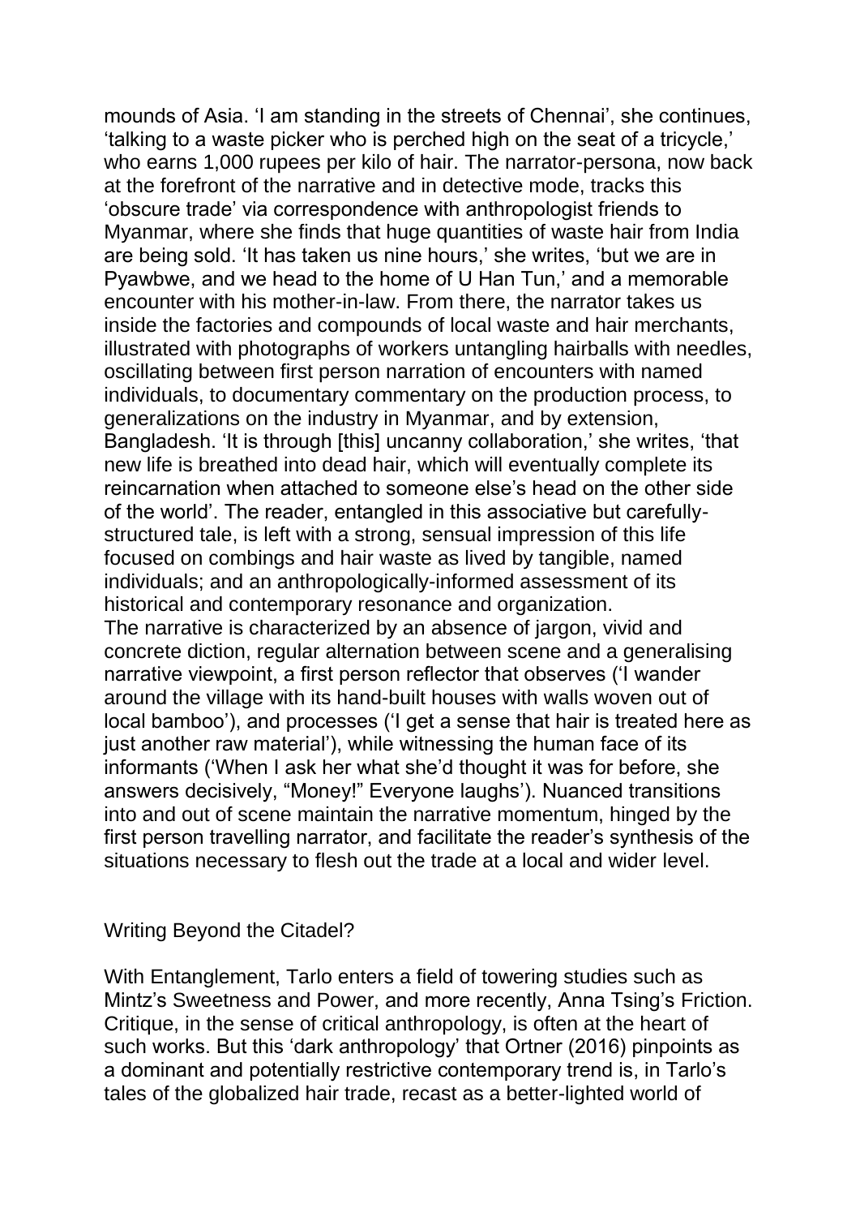mounds of Asia. 'I am standing in the streets of Chennai', she continues, 'talking to a waste picker who is perched high on the seat of a tricycle,' who earns 1,000 rupees per kilo of hair. The narrator-persona, now back at the forefront of the narrative and in detective mode, tracks this 'obscure trade' via correspondence with anthropologist friends to Myanmar, where she finds that huge quantities of waste hair from India are being sold. 'It has taken us nine hours,' she writes, 'but we are in Pyawbwe, and we head to the home of U Han Tun,' and a memorable encounter with his mother-in-law. From there, the narrator takes us inside the factories and compounds of local waste and hair merchants, illustrated with photographs of workers untangling hairballs with needles, oscillating between first person narration of encounters with named individuals, to documentary commentary on the production process, to generalizations on the industry in Myanmar, and by extension, Bangladesh. 'It is through [this] uncanny collaboration,' she writes, 'that new life is breathed into dead hair, which will eventually complete its reincarnation when attached to someone else's head on the other side of the world'. The reader, entangled in this associative but carefully-structured tale, is left with a strong, sensual impression of this life focused on combings and hair waste as lived by tangible, named individuals; and an anthropologically-informed assessment of its historical and contemporary resonance and organization.
The narrative is characterized by an absence of jargon, vivid and concrete diction, regular alternation between scene and a generalising narrative viewpoint, a first person reflector that observes ('I wander around the village with its hand-built houses with walls woven out of local bamboo'), and processes ('I get a sense that hair is treated here as just another raw material'), while witnessing the human face of its informants ('When I ask her what she'd thought it was for before, she answers decisively, "Money!" Everyone laughs'). Nuanced transitions into and out of scene maintain the narrative momentum, hinged by the first person travelling narrator, and facilitate the reader's synthesis of the situations necessary to flesh out the trade at a local and wider level.

## Writing Beyond the Citadel?

With Entanglement, Tarlo enters a field of towering studies such as Mintz's Sweetness and Power, and more recently, Anna Tsing's Friction. Critique, in the sense of critical anthropology, is often at the heart of such works. But this 'dark anthropology' that Ortner (2016) pinpoints as a dominant and potentially restrictive contemporary trend is, in Tarlo's tales of the globalized hair trade, recast as a better-lighted world of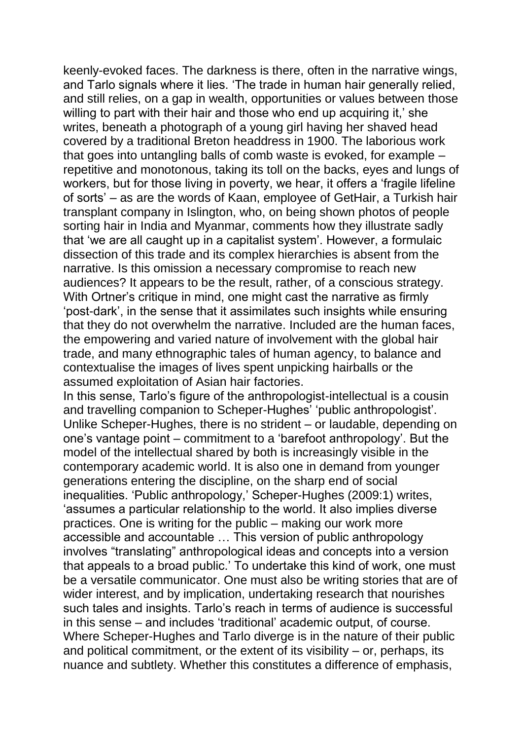keenly-evoked faces. The darkness is there, often in the narrative wings, and Tarlo signals where it lies. 'The trade in human hair generally relied, and still relies, on a gap in wealth, opportunities or values between those willing to part with their hair and those who end up acquiring it,' she writes, beneath a photograph of a young girl having her shaved head covered by a traditional Breton headdress in 1900. The laborious work that goes into untangling balls of comb waste is evoked, for example – repetitive and monotonous, taking its toll on the backs, eyes and lungs of workers, but for those living in poverty, we hear, it offers a 'fragile lifeline of sorts' – as are the words of Kaan, employee of GetHair, a Turkish hair transplant company in Islington, who, on being shown photos of people sorting hair in India and Myanmar, comments how they illustrate sadly that 'we are all caught up in a capitalist system'. However, a formulaic dissection of this trade and its complex hierarchies is absent from the narrative. Is this omission a necessary compromise to reach new audiences? It appears to be the result, rather, of a conscious strategy. With Ortner's critique in mind, one might cast the narrative as firmly 'post-dark', in the sense that it assimilates such insights while ensuring that they do not overwhelm the narrative. Included are the human faces, the empowering and varied nature of involvement with the global hair trade, and many ethnographic tales of human agency, to balance and contextualise the images of lives spent unpicking hairballs or the assumed exploitation of Asian hair factories.

In this sense, Tarlo's figure of the anthropologist-intellectual is a cousin and travelling companion to Scheper-Hughes' 'public anthropologist'. Unlike Scheper-Hughes, there is no strident – or laudable, depending on one's vantage point – commitment to a 'barefoot anthropology'. But the model of the intellectual shared by both is increasingly visible in the contemporary academic world. It is also one in demand from younger generations entering the discipline, on the sharp end of social inequalities. 'Public anthropology,' Scheper-Hughes (2009:1) writes, 'assumes a particular relationship to the world. It also implies diverse practices. One is writing for the public – making our work more accessible and accountable … This version of public anthropology involves "translating" anthropological ideas and concepts into a version that appeals to a broad public.' To undertake this kind of work, one must be a versatile communicator. One must also be writing stories that are of wider interest, and by implication, undertaking research that nourishes such tales and insights. Tarlo's reach in terms of audience is successful in this sense – and includes 'traditional' academic output, of course. Where Scheper-Hughes and Tarlo diverge is in the nature of their public and political commitment, or the extent of its visibility – or, perhaps, its nuance and subtlety. Whether this constitutes a difference of emphasis,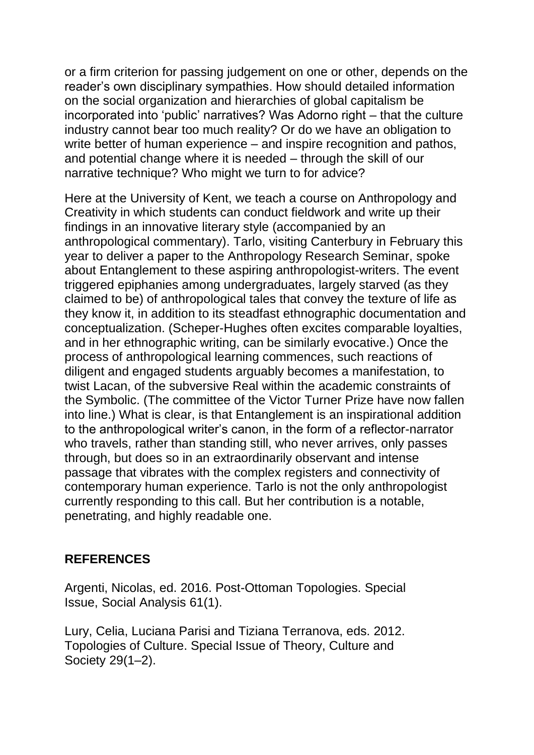or a firm criterion for passing judgement on one or other, depends on the reader's own disciplinary sympathies. How should detailed information on the social organization and hierarchies of global capitalism be incorporated into 'public' narratives? Was Adorno right – that the culture industry cannot bear too much reality? Or do we have an obligation to write better of human experience – and inspire recognition and pathos, and potential change where it is needed – through the skill of our narrative technique? Who might we turn to for advice?

Here at the University of Kent, we teach a course on Anthropology and Creativity in which students can conduct fieldwork and write up their findings in an innovative literary style (accompanied by an anthropological commentary). Tarlo, visiting Canterbury in February this year to deliver a paper to the Anthropology Research Seminar, spoke about Entanglement to these aspiring anthropologist-writers. The event triggered epiphanies among undergraduates, largely starved (as they claimed to be) of anthropological tales that convey the texture of life as they know it, in addition to its steadfast ethnographic documentation and conceptualization. (Scheper-Hughes often excites comparable loyalties, and in her ethnographic writing, can be similarly evocative.) Once the process of anthropological learning commences, such reactions of diligent and engaged students arguably becomes a manifestation, to twist Lacan, of the subversive Real within the academic constraints of the Symbolic. (The committee of the Victor Turner Prize have now fallen into line.) What is clear, is that Entanglement is an inspirational addition to the anthropological writer's canon, in the form of a reflector-narrator who travels, rather than standing still, who never arrives, only passes through, but does so in an extraordinarily observant and intense passage that vibrates with the complex registers and connectivity of contemporary human experience. Tarlo is not the only anthropologist currently responding to this call. But her contribution is a notable, penetrating, and highly readable one.

## REFERENCES

Argenti, Nicolas, ed. 2016. Post-Ottoman Topologies. Special Issue, Social Analysis 61(1).

Lury, Celia, Luciana Parisi and Tiziana Terranova, eds. 2012. Topologies of Culture. Special Issue of Theory, Culture and Society 29(1–2).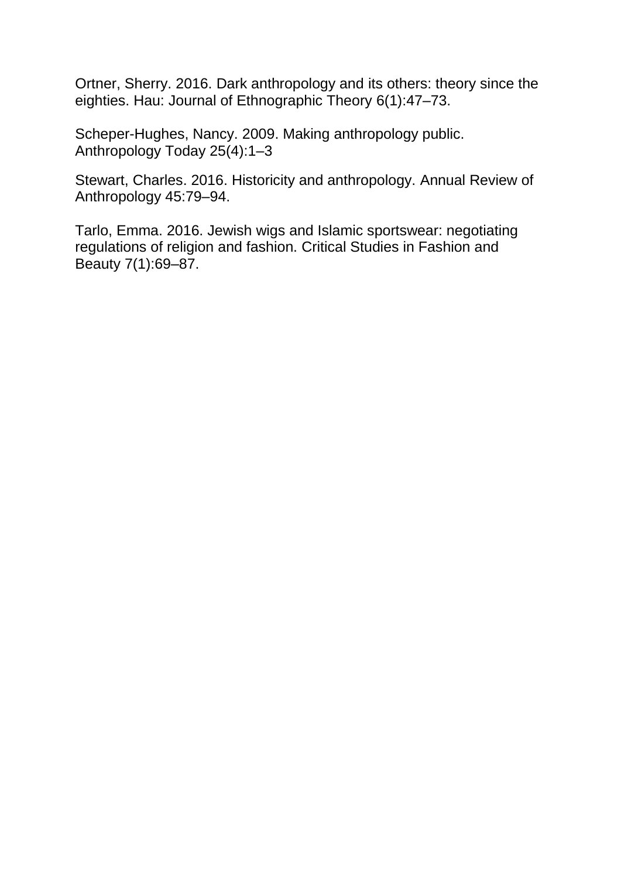Ortner, Sherry. 2016. Dark anthropology and its others: theory since the eighties. Hau: Journal of Ethnographic Theory 6(1):47–73.

Scheper-Hughes, Nancy. 2009. Making anthropology public. Anthropology Today 25(4):1–3

Stewart, Charles. 2016. Historicity and anthropology. Annual Review of Anthropology 45:79–94.

Tarlo, Emma. 2016. Jewish wigs and Islamic sportswear: negotiating regulations of religion and fashion. Critical Studies in Fashion and Beauty 7(1):69–87.